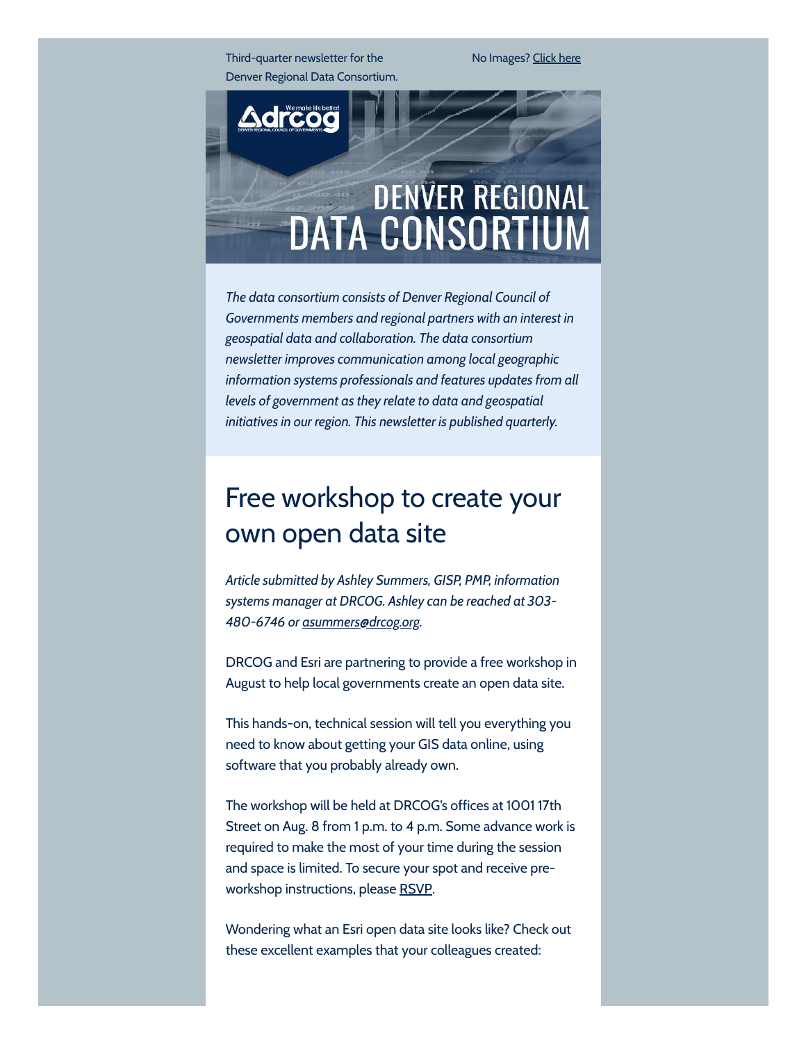Third-quarter newsletter for the Denver Regional Data Consortium.

No Images? Click here

# DENVER REGIONAL DATA CONSORTIUM

*The data consortium consists of Denver Regional Council of Governments members and regional partners with an interest in geospatial data and collaboration. The data consortium newsletter improves communication among local geographic information systems professionals and features updates from all levels of government as they relate to data and geospatial initiatives in our region. This newsletter is published quarterly.*

## Free workshop to create your own open data site

*Article submitted by Ashley Summers, GISP, PMP, information systems manager at DRCOG. Ashley can be reached at 303-480-6746 or asummers@drcog.org.*

DRCOG and Esri are partnering to provide a free workshop in August to help local governments create an open data site.

This hands-on, technical session will tell you everything you need to know about getting your GIS data online, using software that you probably already own.

The workshop will be held at DRCOG's offices at 1001 17th Street on Aug. 8 from 1 p.m. to 4 p.m. Some advance work is required to make the most of your time during the session and space is limited. To secure your spot and receive pre-workshop instructions, please RSVP.

Wondering what an Esri open data site looks like? Check out these excellent examples that your colleagues created: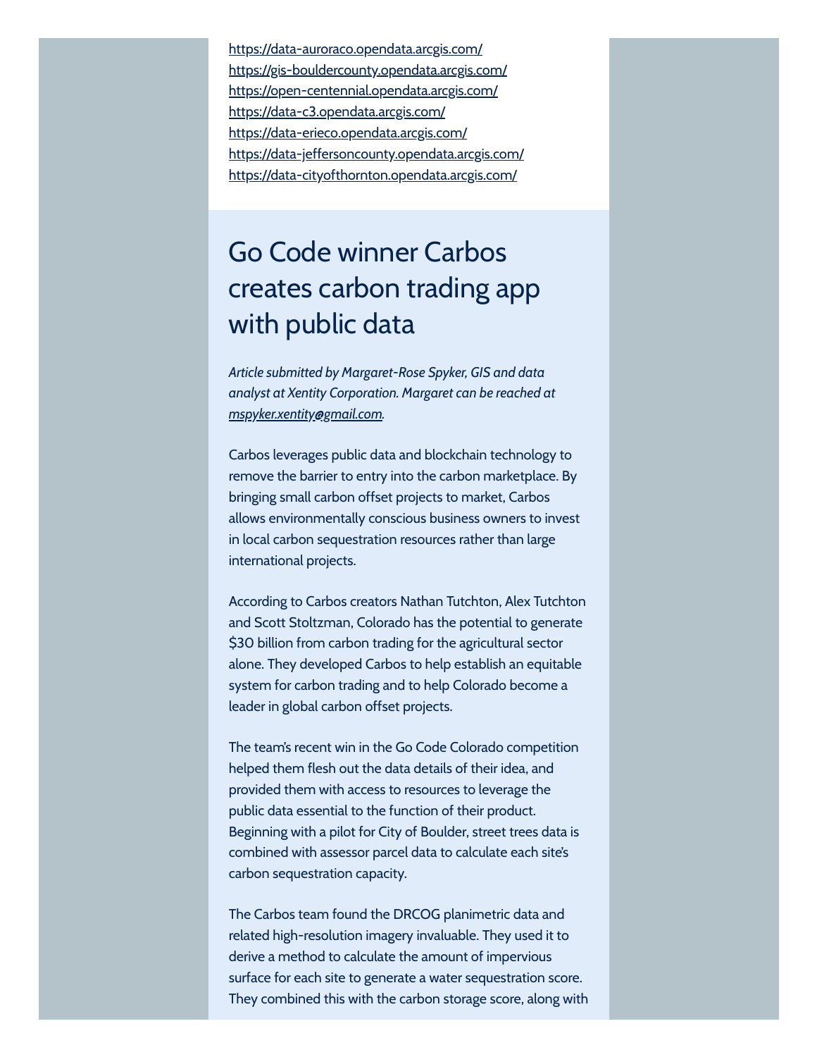https://data-auroraco.opendata.arcgis.com/
https://gis-bouldercounty.opendata.arcgis.com/
https://open-centennial.opendata.arcgis.com/
https://data-c3.opendata.arcgis.com/
https://data-erieco.opendata.arcgis.com/
https://data-jeffersoncounty.opendata.arcgis.com/
https://data-cityofthornton.opendata.arcgis.com/

# Go Code winner Carbos creates carbon trading app with public data

*Article submitted by Margaret-Rose Spyker, GIS and data analyst at Xentity Corporation. Margaret can be reached at mspyker.xentity@gmail.com.*

Carbos leverages public data and blockchain technology to remove the barrier to entry into the carbon marketplace. By bringing small carbon offset projects to market, Carbos allows environmentally conscious business owners to invest in local carbon sequestration resources rather than large international projects.

According to Carbos creators Nathan Tutchton, Alex Tutchton and Scott Stoltzman, Colorado has the potential to generate $30 billion from carbon trading for the agricultural sector alone. They developed Carbos to help establish an equitable system for carbon trading and to help Colorado become a leader in global carbon offset projects.

The team's recent win in the Go Code Colorado competition helped them flesh out the data details of their idea, and provided them with access to resources to leverage the public data essential to the function of their product. Beginning with a pilot for City of Boulder, street trees data is combined with assessor parcel data to calculate each site's carbon sequestration capacity.

The Carbos team found the DRCOG planimetric data and related high-resolution imagery invaluable. They used it to derive a method to calculate the amount of impervious surface for each site to generate a water sequestration score. They combined this with the carbon storage score, along with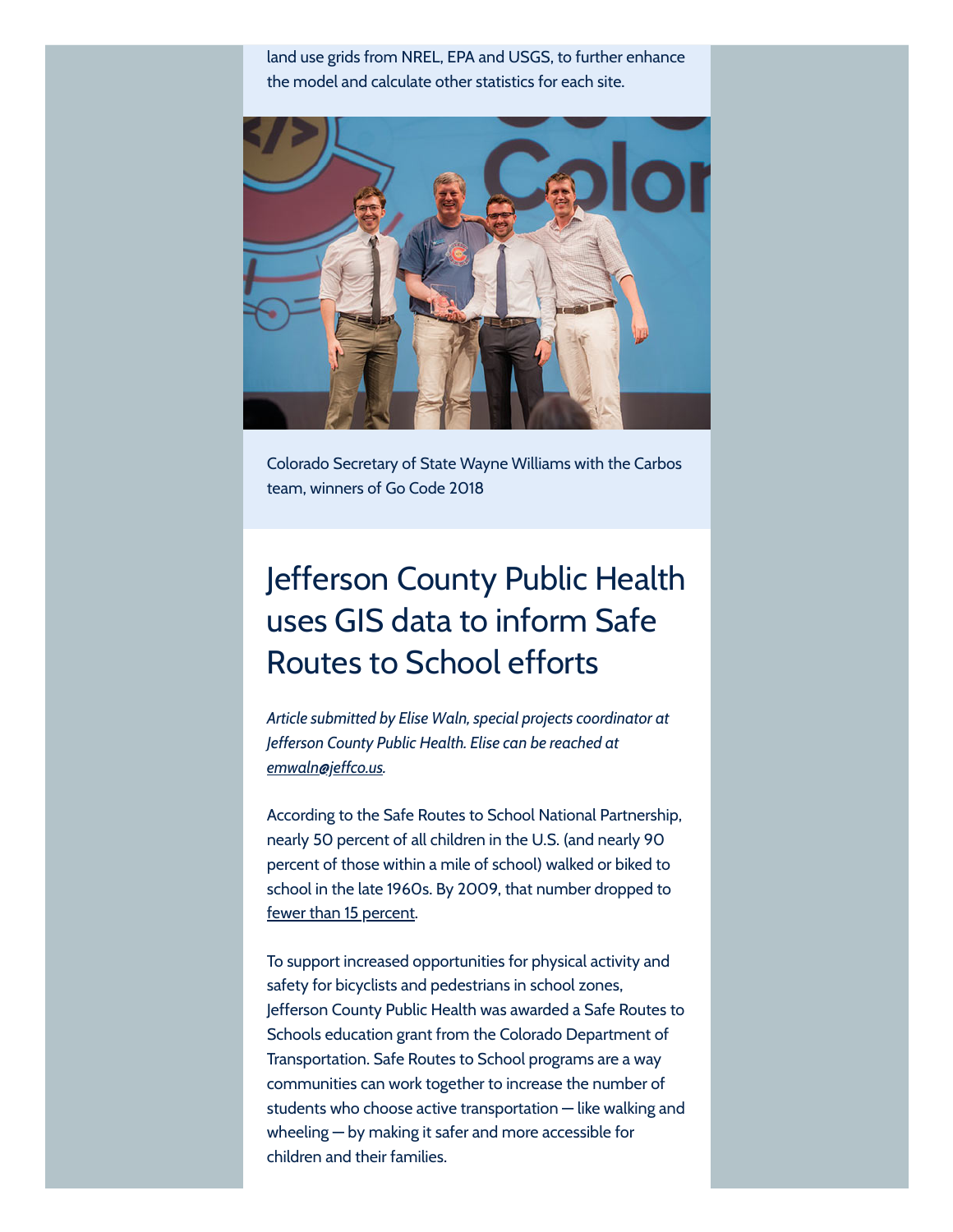land use grids from NREL, EPA and USGS, to further enhance the model and calculate other statistics for each site.

Colorado Secretary of State Wayne Williams with the Carbos team, winners of Go Code 2018

# Jefferson County Public Health uses GIS data to inform Safe Routes to School efforts

*Article submitted by Elise Waln, special projects coordinator at Jefferson County Public Health. Elise can be reached at emwaln@jeffco.us.*

According to the Safe Routes to School National Partnership, nearly 50 percent of all children in the U.S. (and nearly 90 percent of those within a mile of school) walked or biked to school in the late 1960s. By 2009, that number dropped to fewer than 15 percent.

To support increased opportunities for physical activity and safety for bicyclists and pedestrians in school zones, Jefferson County Public Health was awarded a Safe Routes to Schools education grant from the Colorado Department of Transportation. Safe Routes to School programs are a way communities can work together to increase the number of students who choose active transportation — like walking and wheeling — by making it safer and more accessible for children and their families.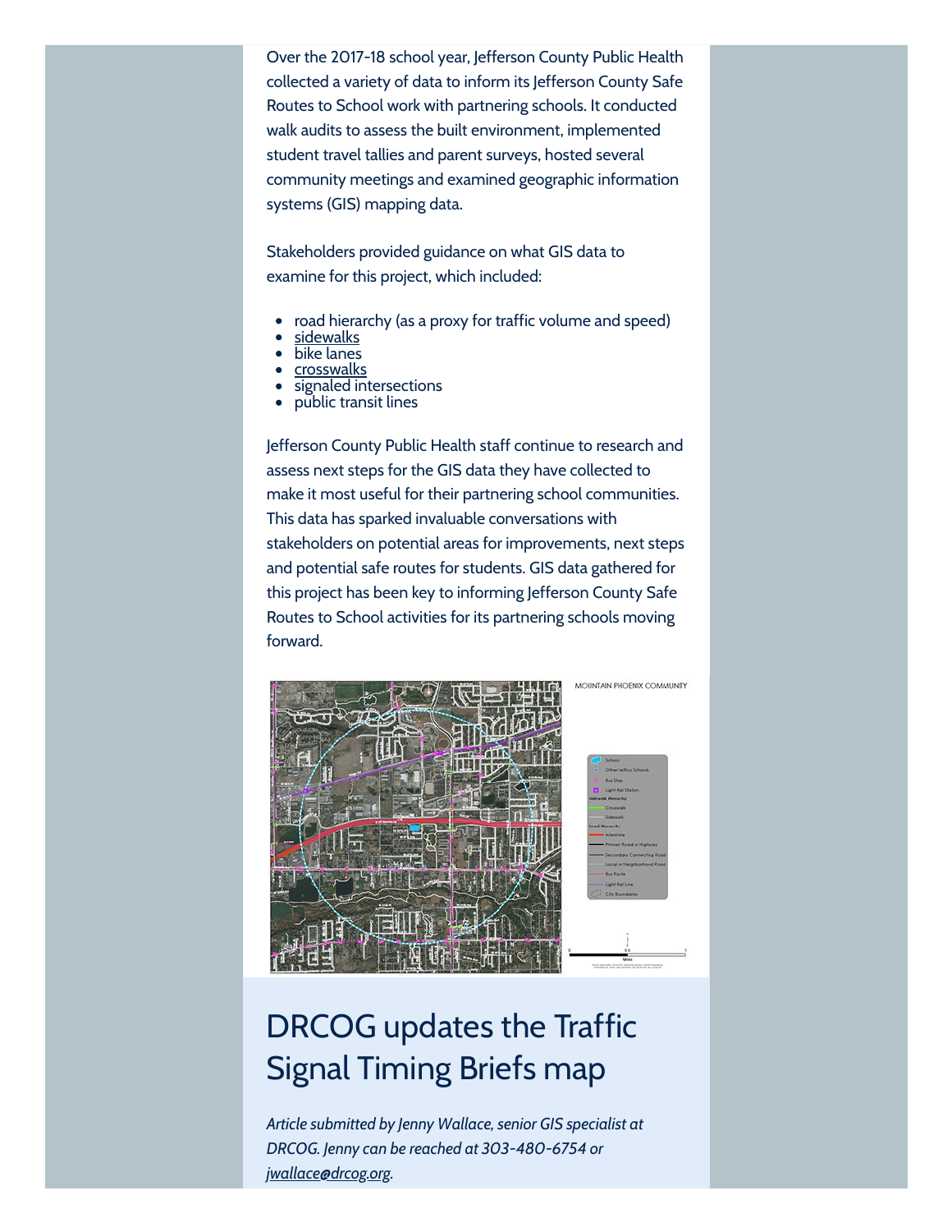Over the 2017-18 school year, Jefferson County Public Health collected a variety of data to inform its Jefferson County Safe Routes to School work with partnering schools. It conducted walk audits to assess the built environment, implemented student travel tallies and parent surveys, hosted several community meetings and examined geographic information systems (GIS) mapping data.

Stakeholders provided guidance on what GIS data to examine for this project, which included:

- road hierarchy (as a proxy for traffic volume and speed)
- sidewalks
- bike lanes
- crosswalks
- signaled intersections
- public transit lines

Jefferson County Public Health staff continue to research and assess next steps for the GIS data they have collected to make it most useful for their partnering school communities. This data has sparked invaluable conversations with stakeholders on potential areas for improvements, next steps and potential safe routes for students. GIS data gathered for this project has been key to informing Jefferson County Safe Routes to School activities for its partnering schools moving forward.

## DRCOG updates the Traffic Signal Timing Briefs map

*Article submitted by Jenny Wallace, senior GIS specialist at DRCOG. Jenny can be reached at 303-480-6754 or jwallace@drcog.org.*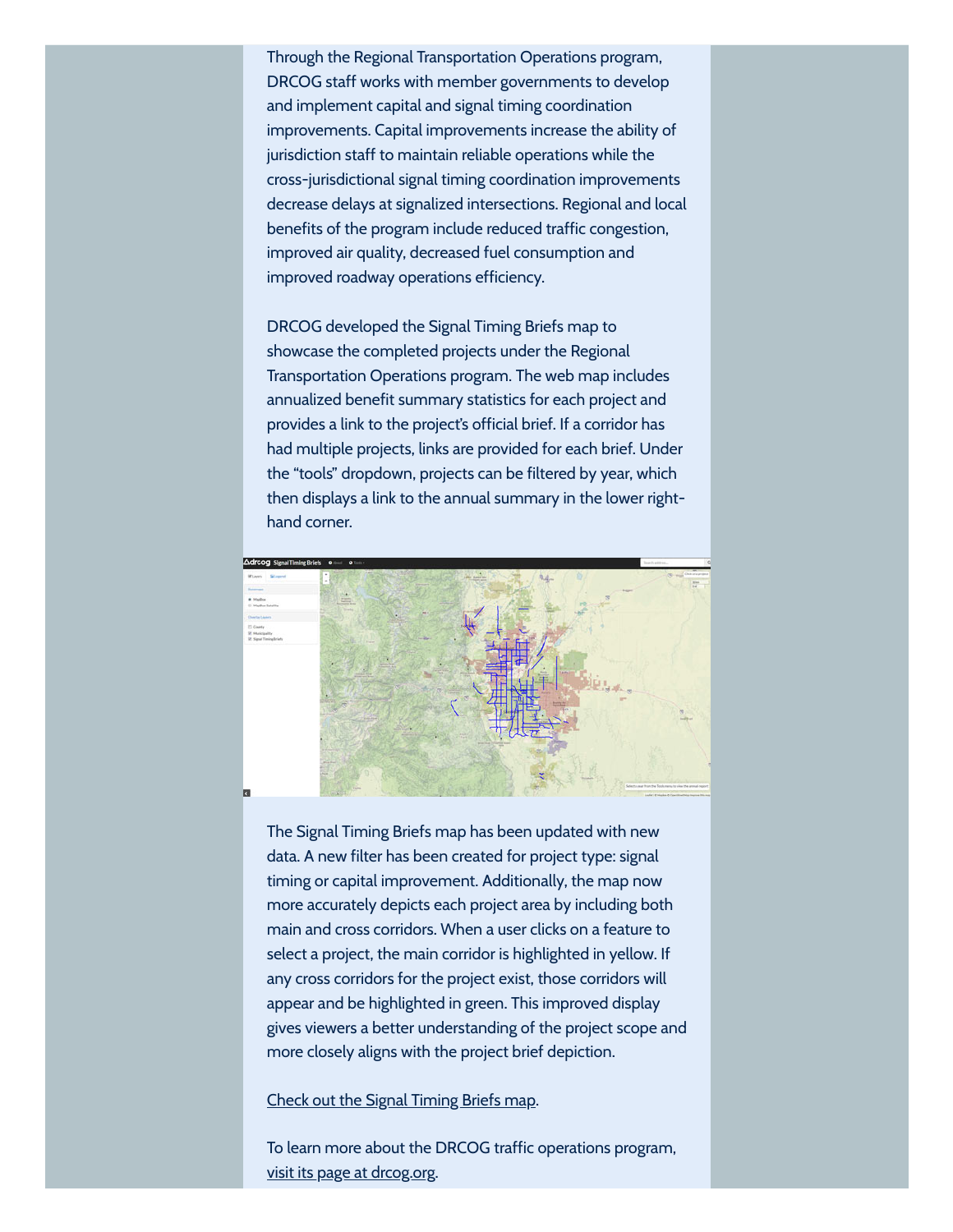Through the Regional Transportation Operations program, DRCOG staff works with member governments to develop and implement capital and signal timing coordination improvements. Capital improvements increase the ability of jurisdiction staff to maintain reliable operations while the cross-jurisdictional signal timing coordination improvements decrease delays at signalized intersections. Regional and local benefits of the program include reduced traffic congestion, improved air quality, decreased fuel consumption and improved roadway operations efficiency.

DRCOG developed the Signal Timing Briefs map to showcase the completed projects under the Regional Transportation Operations program. The web map includes annualized benefit summary statistics for each project and provides a link to the project's official brief. If a corridor has had multiple projects, links are provided for each brief. Under the "tools" dropdown, projects can be filtered by year, which then displays a link to the annual summary in the lower right-hand corner.

The Signal Timing Briefs map has been updated with new data. A new filter has been created for project type: signal timing or capital improvement. Additionally, the map now more accurately depicts each project area by including both main and cross corridors. When a user clicks on a feature to select a project, the main corridor is highlighted in yellow. If any cross corridors for the project exist, those corridors will appear and be highlighted in green. This improved display gives viewers a better understanding of the project scope and more closely aligns with the project brief depiction.

Check out the Signal Timing Briefs map.

To learn more about the DRCOG traffic operations program, visit its page at drcog.org.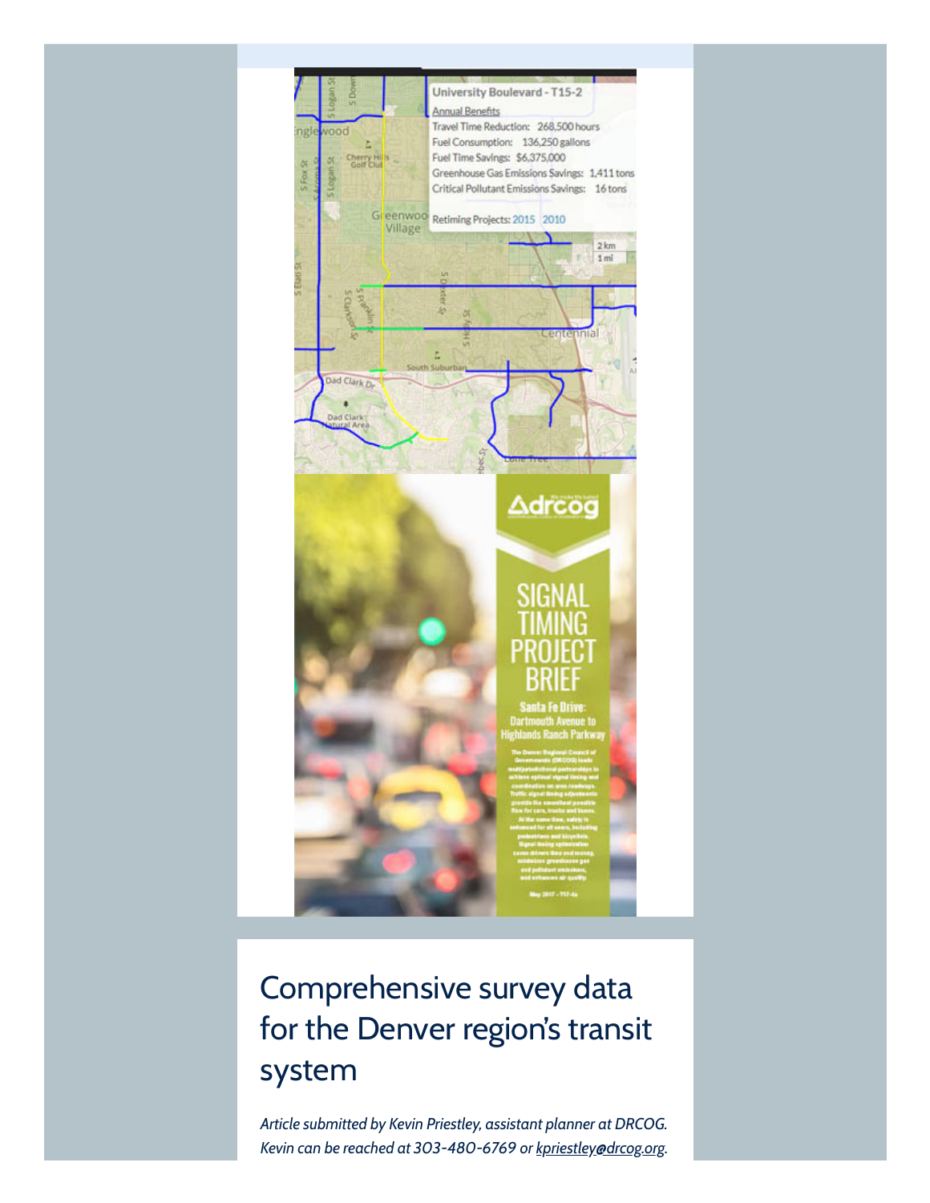## Comprehensive survey data for the Denver region's transit system

*Article submitted by Kevin Priestley, assistant planner at DRCOG. Kevin can be reached at 303-480-6769 or kpriestley@drcog.org.*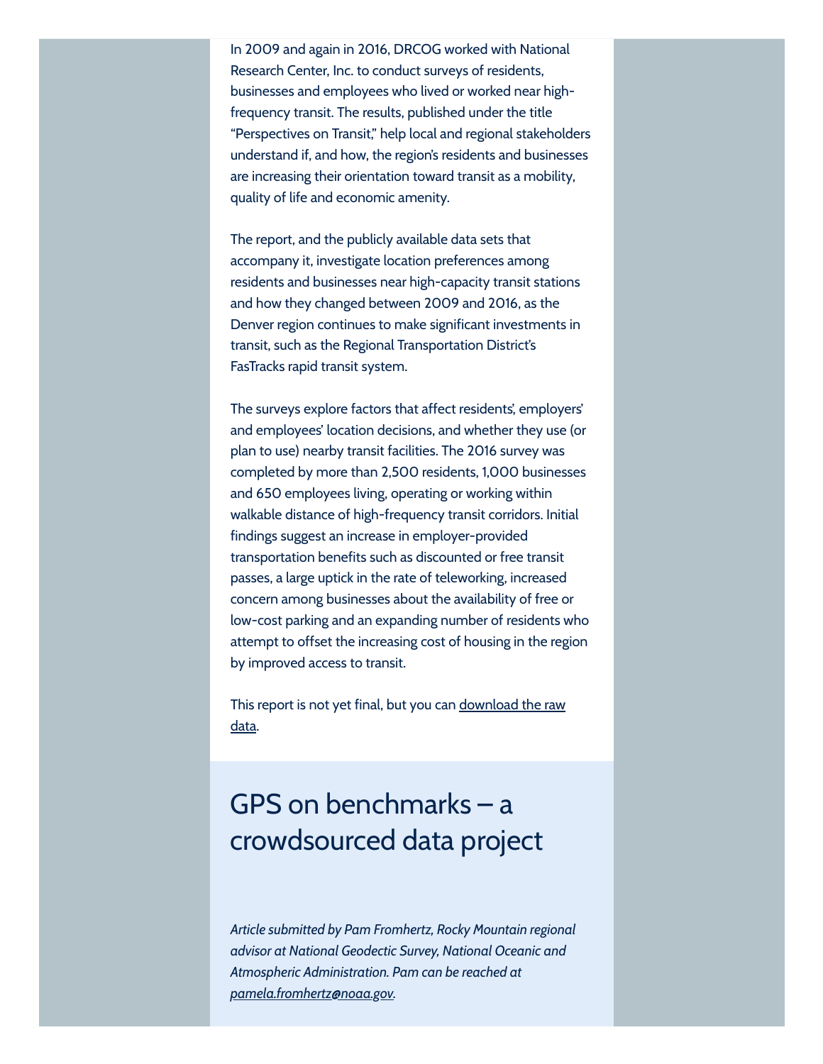In 2009 and again in 2016, DRCOG worked with National Research Center, Inc. to conduct surveys of residents, businesses and employees who lived or worked near high-frequency transit. The results, published under the title "Perspectives on Transit," help local and regional stakeholders understand if, and how, the region's residents and businesses are increasing their orientation toward transit as a mobility, quality of life and economic amenity.

The report, and the publicly available data sets that accompany it, investigate location preferences among residents and businesses near high-capacity transit stations and how they changed between 2009 and 2016, as the Denver region continues to make significant investments in transit, such as the Regional Transportation District's FasTracks rapid transit system.

The surveys explore factors that affect residents', employers' and employees' location decisions, and whether they use (or plan to use) nearby transit facilities. The 2016 survey was completed by more than 2,500 residents, 1,000 businesses and 650 employees living, operating or working within walkable distance of high-frequency transit corridors. Initial findings suggest an increase in employer-provided transportation benefits such as discounted or free transit passes, a large uptick in the rate of teleworking, increased concern among businesses about the availability of free or low-cost parking and an expanding number of residents who attempt to offset the increasing cost of housing in the region by improved access to transit.

This report is not yet final, but you can download the raw data.

# GPS on benchmarks – a crowdsourced data project

*Article submitted by Pam Fromhertz, Rocky Mountain regional advisor at National Geodectic Survey, National Oceanic and Atmospheric Administration. Pam can be reached at pamela.fromhertz@noaa.gov.*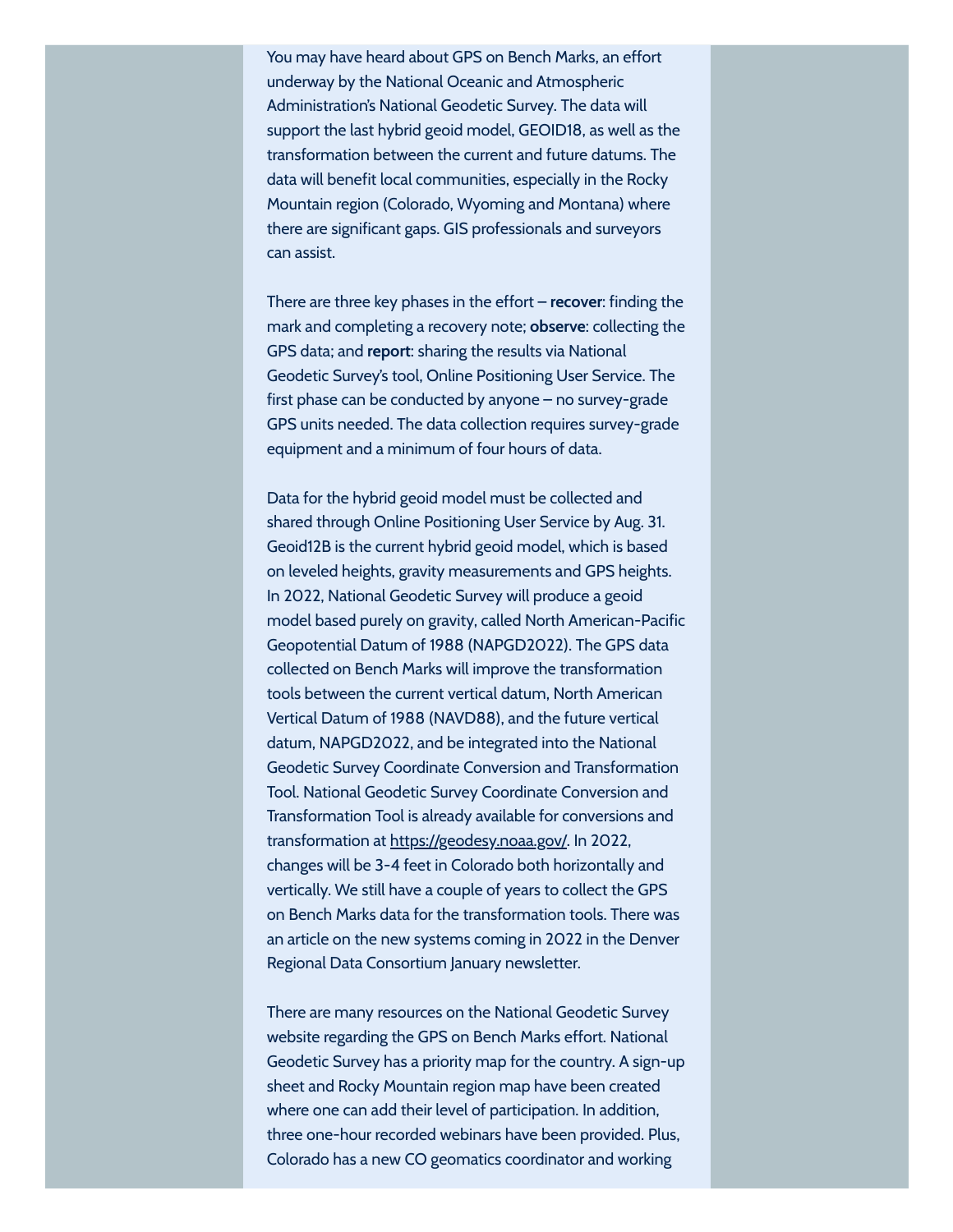You may have heard about GPS on Bench Marks, an effort underway by the National Oceanic and Atmospheric Administration's National Geodetic Survey. The data will support the last hybrid geoid model, GEOID18, as well as the transformation between the current and future datums. The data will benefit local communities, especially in the Rocky Mountain region (Colorado, Wyoming and Montana) where there are significant gaps. GIS professionals and surveyors can assist.

There are three key phases in the effort – **recover**: finding the mark and completing a recovery note; **observe**: collecting the GPS data; and **report**: sharing the results via National Geodetic Survey's tool, Online Positioning User Service. The first phase can be conducted by anyone – no survey-grade GPS units needed. The data collection requires survey-grade equipment and a minimum of four hours of data.

Data for the hybrid geoid model must be collected and shared through Online Positioning User Service by Aug. 31. Geoid12B is the current hybrid geoid model, which is based on leveled heights, gravity measurements and GPS heights. In 2022, National Geodetic Survey will produce a geoid model based purely on gravity, called North American-Pacific Geopotential Datum of 1988 (NAPGD2022). The GPS data collected on Bench Marks will improve the transformation tools between the current vertical datum, North American Vertical Datum of 1988 (NAVD88), and the future vertical datum, NAPGD2022, and be integrated into the National Geodetic Survey Coordinate Conversion and Transformation Tool. National Geodetic Survey Coordinate Conversion and Transformation Tool is already available for conversions and transformation at https://geodesy.noaa.gov/. In 2022, changes will be 3-4 feet in Colorado both horizontally and vertically. We still have a couple of years to collect the GPS on Bench Marks data for the transformation tools. There was an article on the new systems coming in 2022 in the Denver Regional Data Consortium January newsletter.

There are many resources on the National Geodetic Survey website regarding the GPS on Bench Marks effort. National Geodetic Survey has a priority map for the country. A sign-up sheet and Rocky Mountain region map have been created where one can add their level of participation. In addition, three one-hour recorded webinars have been provided. Plus, Colorado has a new CO geomatics coordinator and working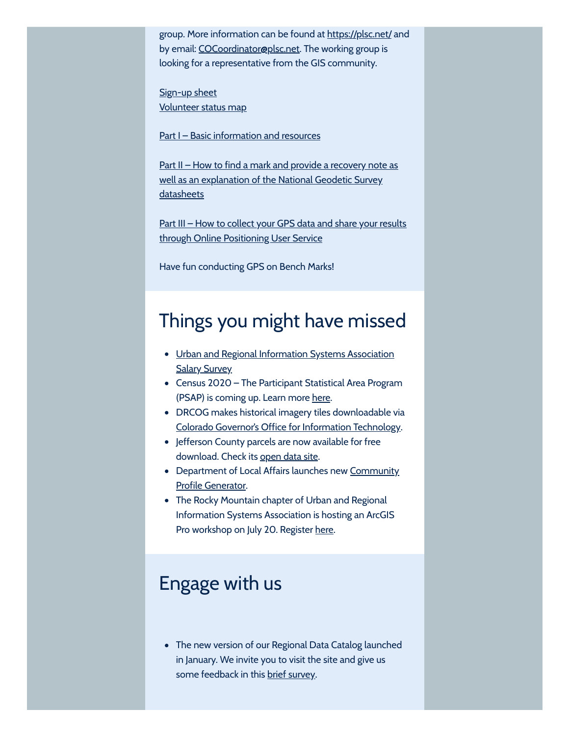group. More information can be found at https://plsc.net/ and by email: COCoordinator@plsc.net. The working group is looking for a representative from the GIS community.

Sign-up sheet
Volunteer status map

Part I – Basic information and resources

Part II – How to find a mark and provide a recovery note as well as an explanation of the National Geodetic Survey datasheets

Part III – How to collect your GPS data and share your results through Online Positioning User Service

Have fun conducting GPS on Bench Marks!

## Things you might have missed

- Urban and Regional Information Systems Association Salary Survey
- Census 2020 – The Participant Statistical Area Program (PSAP) is coming up. Learn more here.
- DRCOG makes historical imagery tiles downloadable via Colorado Governor's Office for Information Technology.
- Jefferson County parcels are now available for free download. Check its open data site.
- Department of Local Affairs launches new Community Profile Generator.
- The Rocky Mountain chapter of Urban and Regional Information Systems Association is hosting an ArcGIS Pro workshop on July 20. Register here.

## Engage with us

- The new version of our Regional Data Catalog launched in January. We invite you to visit the site and give us some feedback in this brief survey.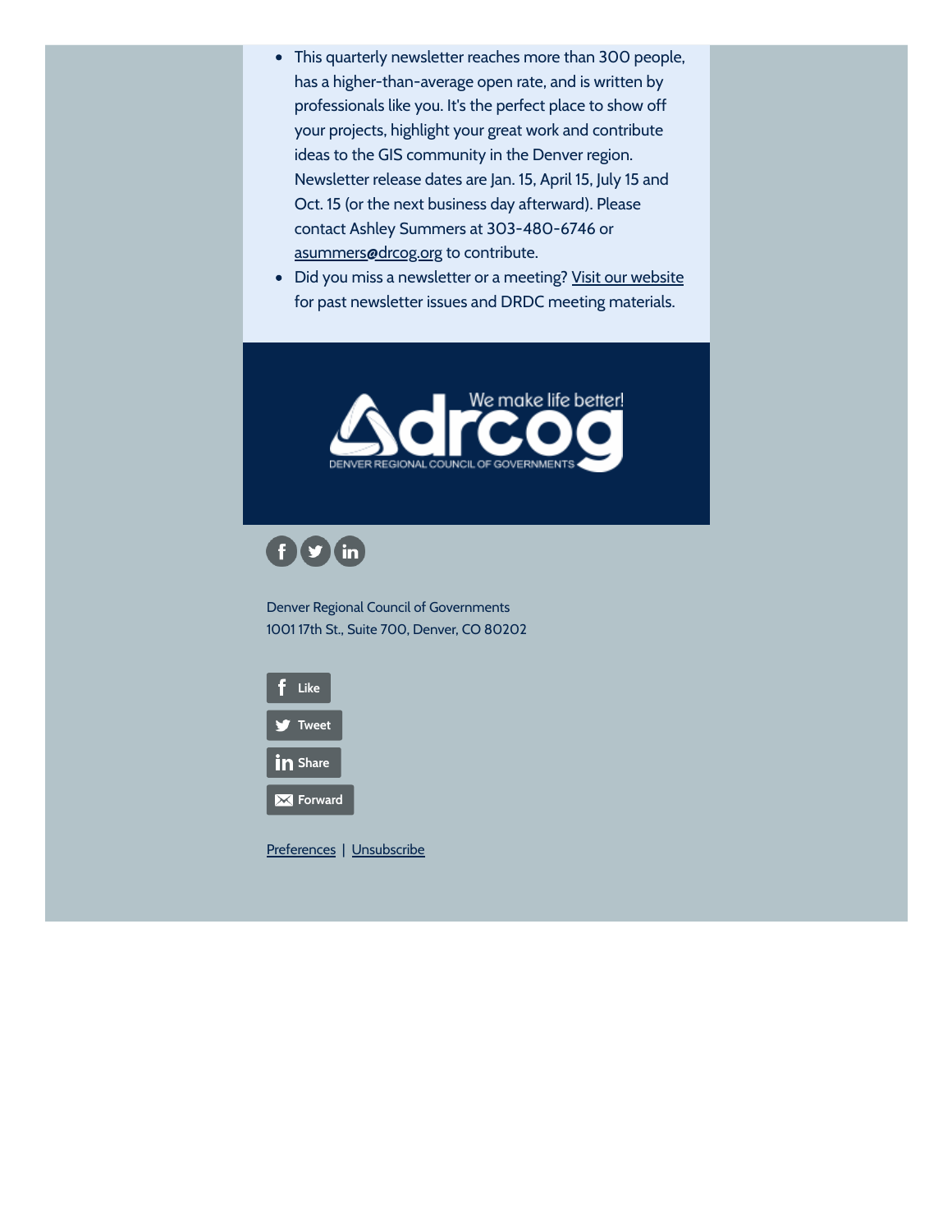- This quarterly newsletter reaches more than 300 people, has a higher-than-average open rate, and is written by professionals like you. It's the perfect place to show off your projects, highlight your great work and contribute ideas to the GIS community in the Denver region. Newsletter release dates are Jan. 15, April 15, July 15 and Oct. 15 (or the next business day afterward). Please contact Ashley Summers at 303-480-6746 or asummers@drcog.org to contribute.
- Did you miss a newsletter or a meeting? Visit our website for past newsletter issues and DRDC meeting materials.

Denver Regional Council of Governments
1001 17th St., Suite 700, Denver, CO 80202

Like

Tweet

Share

Forward

Preferences | Unsubscribe